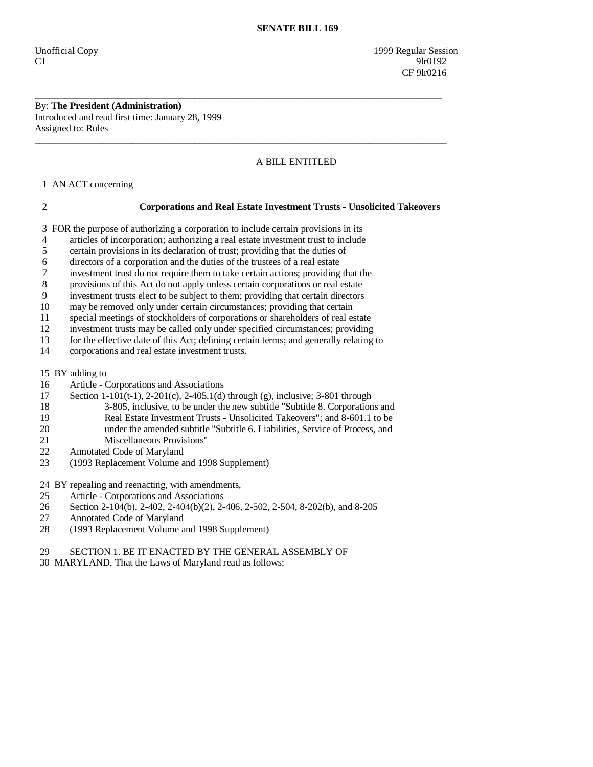# SENATE BILL 169

Unofficial Copy
C1

1999 Regular Session
9lr0192
CF 9lr0216

---

By: **The President (Administration)**
Introduced and read first time: January 28, 1999
Assigned to: Rules

---

A BILL ENTITLED

1 AN ACT concerning

2 **Corporations and Real Estate Investment Trusts - Unsolicited Takeovers**

3 FOR the purpose of authorizing a corporation to include certain provisions in its
4 articles of incorporation; authorizing a real estate investment trust to include
5 certain provisions in its declaration of trust; providing that the duties of
6 directors of a corporation and the duties of the trustees of a real estate
7 investment trust do not require them to take certain actions; providing that the
8 provisions of this Act do not apply unless certain corporations or real estate
9 investment trusts elect to be subject to them; providing that certain directors
10 may be removed only under certain circumstances; providing that certain
11 special meetings of stockholders of corporations or shareholders of real estate
12 investment trusts may be called only under specified circumstances; providing
13 for the effective date of this Act; defining certain terms; and generally relating to
14 corporations and real estate investment trusts.

15 BY adding to
16 Article - Corporations and Associations
17 Section 1-101(t-1), 2-201(c), 2-405.1(d) through (g), inclusive; 3-801 through
18 3-805, inclusive, to be under the new subtitle "Subtitle 8. Corporations and
19 Real Estate Investment Trusts - Unsolicited Takeovers"; and 8-601.1 to be
20 under the amended subtitle "Subtitle 6. Liabilities, Service of Process, and
21 Miscellaneous Provisions"
22 Annotated Code of Maryland
23 (1993 Replacement Volume and 1998 Supplement)

24 BY repealing and reenacting, with amendments,
25 Article - Corporations and Associations
26 Section 2-104(b), 2-402, 2-404(b)(2), 2-406, 2-502, 2-504, 8-202(b), and 8-205
27 Annotated Code of Maryland
28 (1993 Replacement Volume and 1998 Supplement)

29 SECTION 1. BE IT ENACTED BY THE GENERAL ASSEMBLY OF
30 MARYLAND, That the Laws of Maryland read as follows: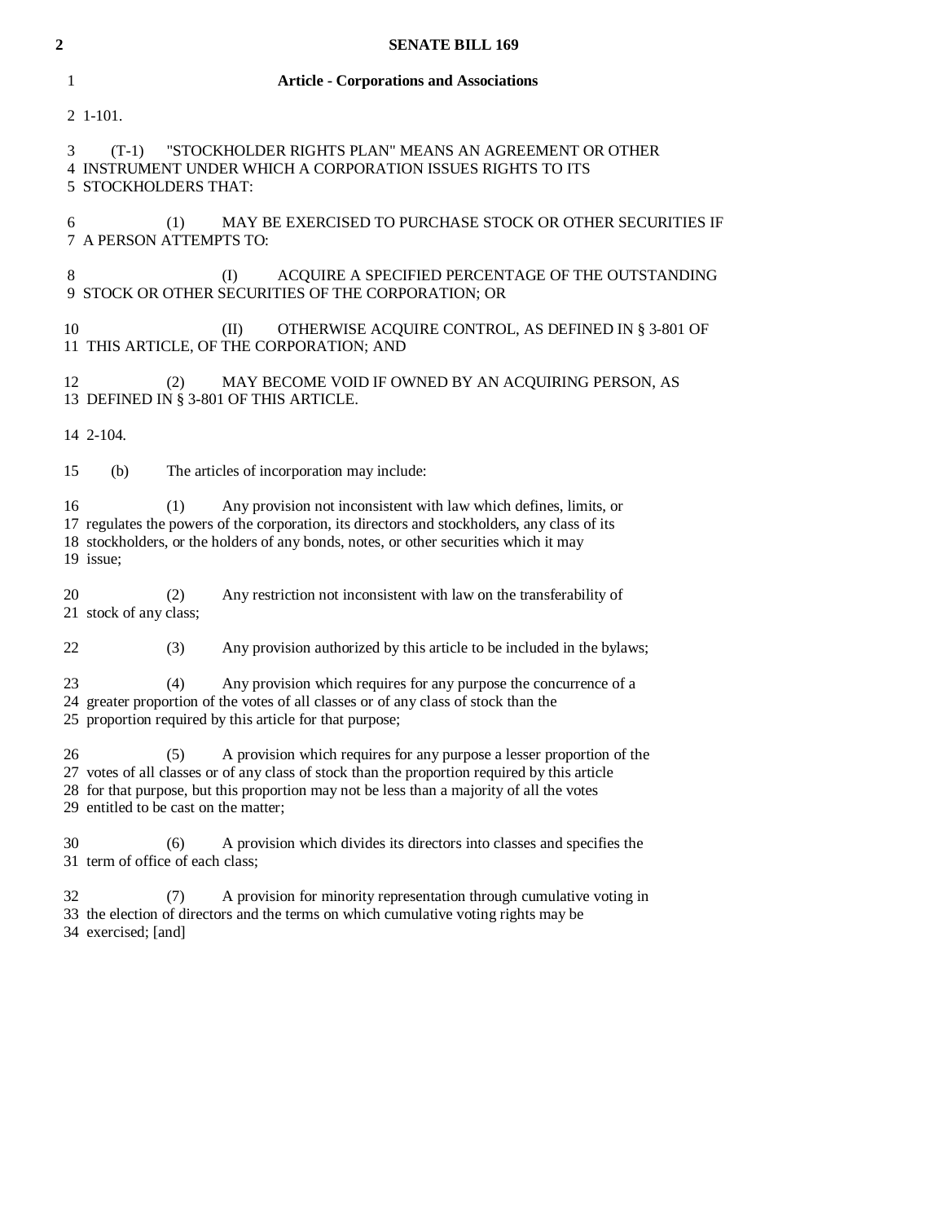**Article - Corporations and Associations**

1-101.

(T-1) "STOCKHOLDER RIGHTS PLAN" MEANS AN AGREEMENT OR OTHER INSTRUMENT UNDER WHICH A CORPORATION ISSUES RIGHTS TO ITS STOCKHOLDERS THAT:

(1) MAY BE EXERCISED TO PURCHASE STOCK OR OTHER SECURITIES IF A PERSON ATTEMPTS TO:

(I) ACQUIRE A SPECIFIED PERCENTAGE OF THE OUTSTANDING STOCK OR OTHER SECURITIES OF THE CORPORATION; OR

(II) OTHERWISE ACQUIRE CONTROL, AS DEFINED IN § 3-801 OF THIS ARTICLE, OF THE CORPORATION; AND

(2) MAY BECOME VOID IF OWNED BY AN ACQUIRING PERSON, AS DEFINED IN § 3-801 OF THIS ARTICLE.

2-104.

(b) The articles of incorporation may include:

(1) Any provision not inconsistent with law which defines, limits, or regulates the powers of the corporation, its directors and stockholders, any class of its stockholders, or the holders of any bonds, notes, or other securities which it may issue;

(2) Any restriction not inconsistent with law on the transferability of stock of any class;

(3) Any provision authorized by this article to be included in the bylaws;

(4) Any provision which requires for any purpose the concurrence of a greater proportion of the votes of all classes or of any class of stock than the proportion required by this article for that purpose;

(5) A provision which requires for any purpose a lesser proportion of the votes of all classes or of any class of stock than the proportion required by this article for that purpose, but this proportion may not be less than a majority of all the votes entitled to be cast on the matter;

(6) A provision which divides its directors into classes and specifies the term of office of each class;

(7) A provision for minority representation through cumulative voting in the election of directors and the terms on which cumulative voting rights may be exercised; [and]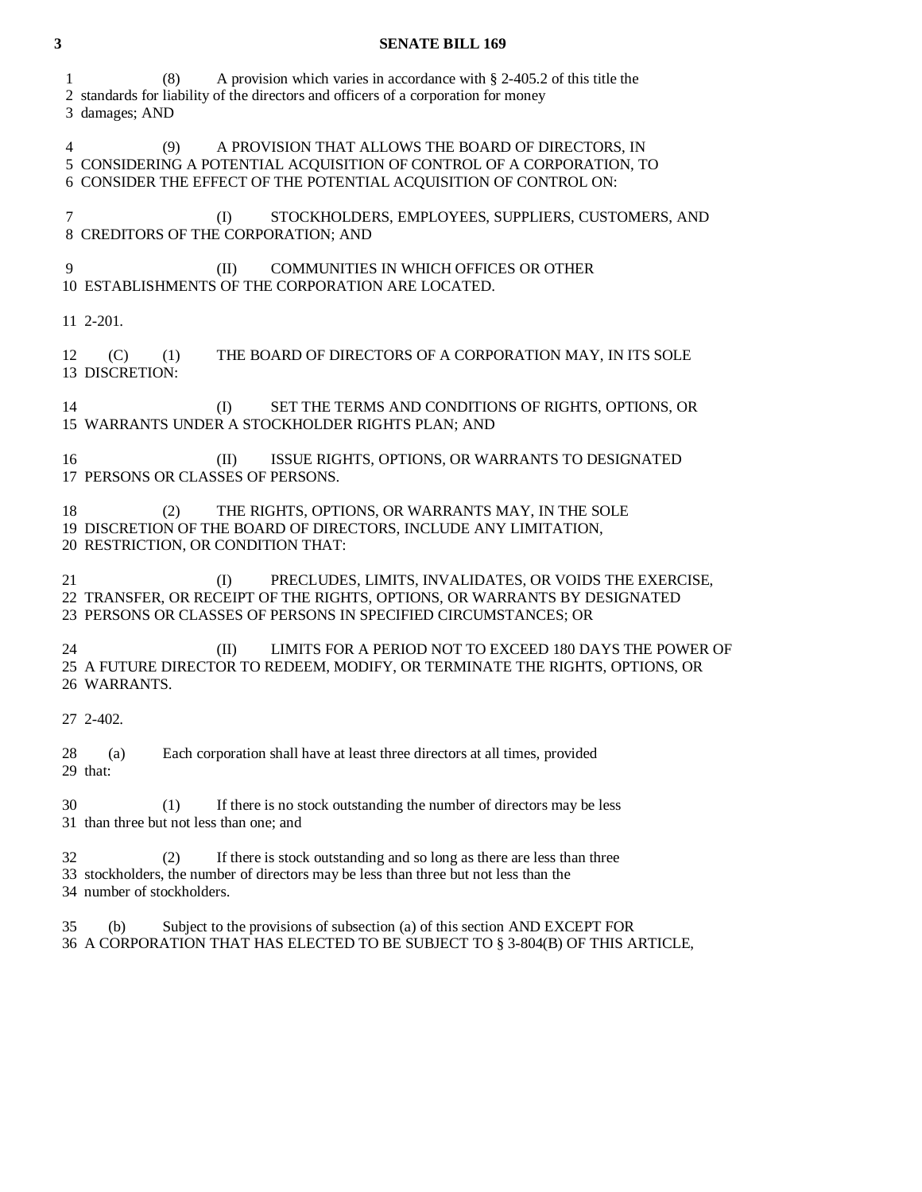(8) A provision which varies in accordance with § 2-405.2 of this title the standards for liability of the directors and officers of a corporation for money damages; AND

(9) A PROVISION THAT ALLOWS THE BOARD OF DIRECTORS, IN CONSIDERING A POTENTIAL ACQUISITION OF CONTROL OF A CORPORATION, TO CONSIDER THE EFFECT OF THE POTENTIAL ACQUISITION OF CONTROL ON:

(I) STOCKHOLDERS, EMPLOYEES, SUPPLIERS, CUSTOMERS, AND CREDITORS OF THE CORPORATION; AND

(II) COMMUNITIES IN WHICH OFFICES OR OTHER ESTABLISHMENTS OF THE CORPORATION ARE LOCATED.

2-201.

(C) (1) THE BOARD OF DIRECTORS OF A CORPORATION MAY, IN ITS SOLE DISCRETION:

(I) SET THE TERMS AND CONDITIONS OF RIGHTS, OPTIONS, OR WARRANTS UNDER A STOCKHOLDER RIGHTS PLAN; AND

(II) ISSUE RIGHTS, OPTIONS, OR WARRANTS TO DESIGNATED PERSONS OR CLASSES OF PERSONS.

(2) THE RIGHTS, OPTIONS, OR WARRANTS MAY, IN THE SOLE DISCRETION OF THE BOARD OF DIRECTORS, INCLUDE ANY LIMITATION, RESTRICTION, OR CONDITION THAT:

(I) PRECLUDES, LIMITS, INVALIDATES, OR VOIDS THE EXERCISE, TRANSFER, OR RECEIPT OF THE RIGHTS, OPTIONS, OR WARRANTS BY DESIGNATED PERSONS OR CLASSES OF PERSONS IN SPECIFIED CIRCUMSTANCES; OR

(II) LIMITS FOR A PERIOD NOT TO EXCEED 180 DAYS THE POWER OF A FUTURE DIRECTOR TO REDEEM, MODIFY, OR TERMINATE THE RIGHTS, OPTIONS, OR WARRANTS.

2-402.

(a) Each corporation shall have at least three directors at all times, provided that:

(1) If there is no stock outstanding the number of directors may be less than three but not less than one; and

(2) If there is stock outstanding and so long as there are less than three stockholders, the number of directors may be less than three but not less than the number of stockholders.

(b) Subject to the provisions of subsection (a) of this section AND EXCEPT FOR A CORPORATION THAT HAS ELECTED TO BE SUBJECT TO § 3-804(B) OF THIS ARTICLE,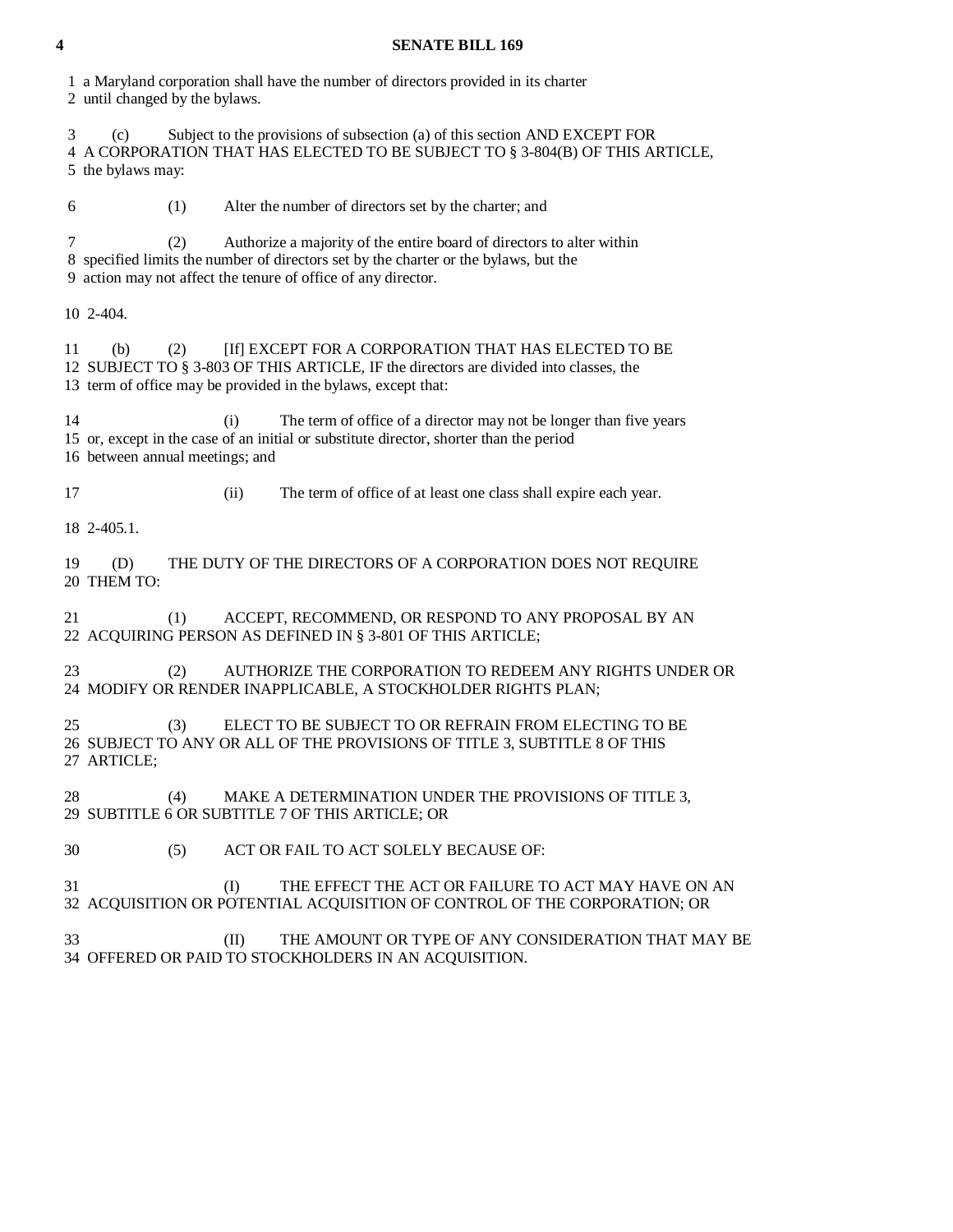a Maryland corporation shall have the number of directors provided in its charter until changed by the bylaws.

(c) Subject to the provisions of subsection (a) of this section AND EXCEPT FOR A CORPORATION THAT HAS ELECTED TO BE SUBJECT TO § 3-804(B) OF THIS ARTICLE, the bylaws may:

(1) Alter the number of directors set by the charter; and

(2) Authorize a majority of the entire board of directors to alter within specified limits the number of directors set by the charter or the bylaws, but the action may not affect the tenure of office of any director.

2-404.

(b) (2) [If] EXCEPT FOR A CORPORATION THAT HAS ELECTED TO BE SUBJECT TO § 3-803 OF THIS ARTICLE, IF the directors are divided into classes, the term of office may be provided in the bylaws, except that:

(i) The term of office of a director may not be longer than five years or, except in the case of an initial or substitute director, shorter than the period between annual meetings; and

(ii) The term of office of at least one class shall expire each year.

2-405.1.

(D) THE DUTY OF THE DIRECTORS OF A CORPORATION DOES NOT REQUIRE THEM TO:

(1) ACCEPT, RECOMMEND, OR RESPOND TO ANY PROPOSAL BY AN ACQUIRING PERSON AS DEFINED IN § 3-801 OF THIS ARTICLE;

(2) AUTHORIZE THE CORPORATION TO REDEEM ANY RIGHTS UNDER OR MODIFY OR RENDER INAPPLICABLE, A STOCKHOLDER RIGHTS PLAN;

(3) ELECT TO BE SUBJECT TO OR REFRAIN FROM ELECTING TO BE SUBJECT TO ANY OR ALL OF THE PROVISIONS OF TITLE 3, SUBTITLE 8 OF THIS ARTICLE;

(4) MAKE A DETERMINATION UNDER THE PROVISIONS OF TITLE 3, SUBTITLE 6 OR SUBTITLE 7 OF THIS ARTICLE; OR

(5) ACT OR FAIL TO ACT SOLELY BECAUSE OF:

(I) THE EFFECT THE ACT OR FAILURE TO ACT MAY HAVE ON AN ACQUISITION OR POTENTIAL ACQUISITION OF CONTROL OF THE CORPORATION; OR

(II) THE AMOUNT OR TYPE OF ANY CONSIDERATION THAT MAY BE OFFERED OR PAID TO STOCKHOLDERS IN AN ACQUISITION.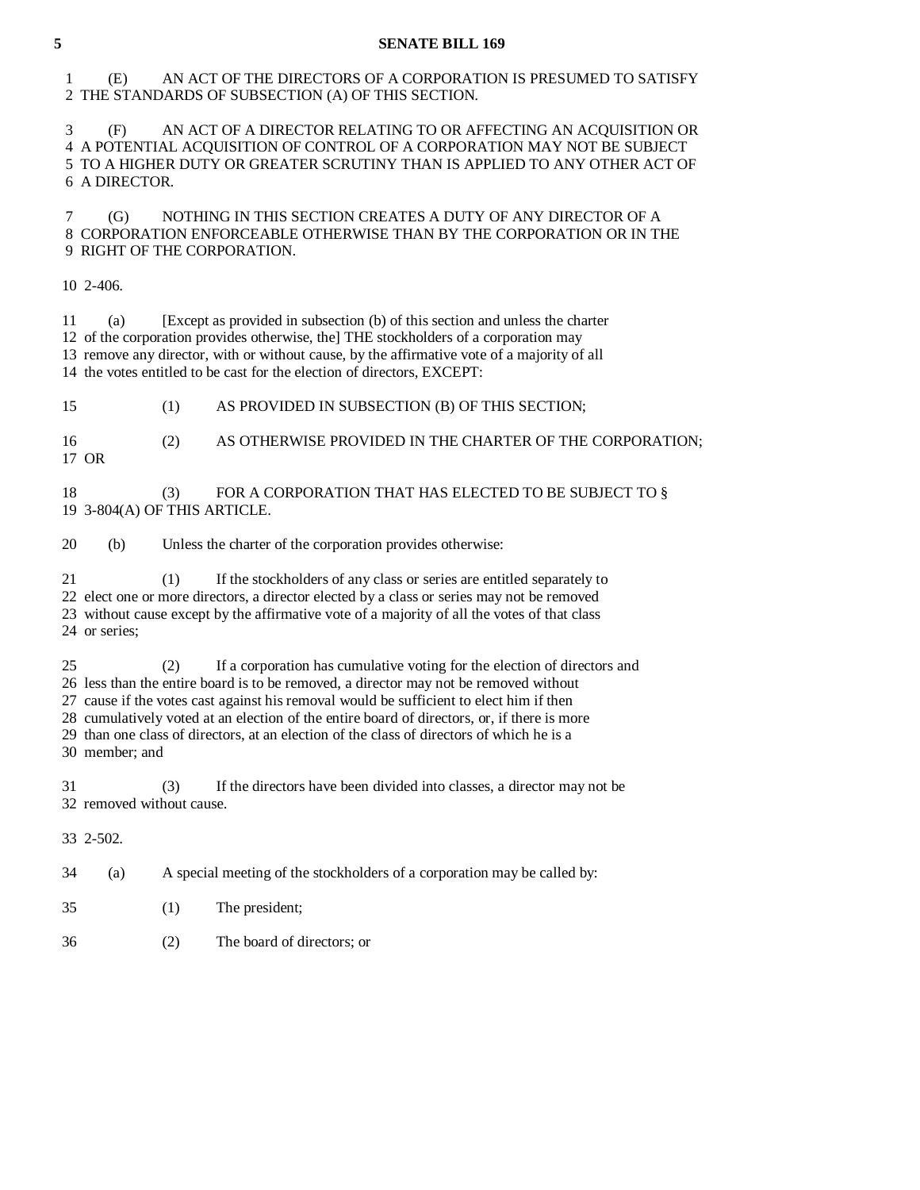(E) AN ACT OF THE DIRECTORS OF A CORPORATION IS PRESUMED TO SATISFY THE STANDARDS OF SUBSECTION (A) OF THIS SECTION.

(F) AN ACT OF A DIRECTOR RELATING TO OR AFFECTING AN ACQUISITION OR A POTENTIAL ACQUISITION OF CONTROL OF A CORPORATION MAY NOT BE SUBJECT TO A HIGHER DUTY OR GREATER SCRUTINY THAN IS APPLIED TO ANY OTHER ACT OF A DIRECTOR.

(G) NOTHING IN THIS SECTION CREATES A DUTY OF ANY DIRECTOR OF A CORPORATION ENFORCEABLE OTHERWISE THAN BY THE CORPORATION OR IN THE RIGHT OF THE CORPORATION.

2-406.

(a) [Except as provided in subsection (b) of this section and unless the charter of the corporation provides otherwise, the] THE stockholders of a corporation may remove any director, with or without cause, by the affirmative vote of a majority of all the votes entitled to be cast for the election of directors, EXCEPT:

(1) AS PROVIDED IN SUBSECTION (B) OF THIS SECTION;

(2) AS OTHERWISE PROVIDED IN THE CHARTER OF THE CORPORATION; OR

(3) FOR A CORPORATION THAT HAS ELECTED TO BE SUBJECT TO § 3-804(A) OF THIS ARTICLE.

(b) Unless the charter of the corporation provides otherwise:

(1) If the stockholders of any class or series are entitled separately to elect one or more directors, a director elected by a class or series may not be removed without cause except by the affirmative vote of a majority of all the votes of that class or series;

(2) If a corporation has cumulative voting for the election of directors and less than the entire board is to be removed, a director may not be removed without cause if the votes cast against his removal would be sufficient to elect him if then cumulatively voted at an election of the entire board of directors, or, if there is more than one class of directors, at an election of the class of directors of which he is a member; and

(3) If the directors have been divided into classes, a director may not be removed without cause.

2-502.

(a) A special meeting of the stockholders of a corporation may be called by:

(1) The president;

(2) The board of directors; or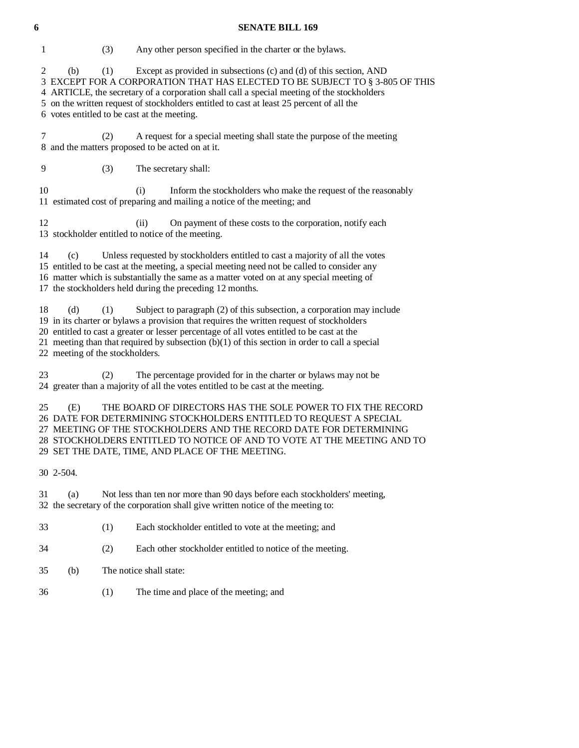(3) Any other person specified in the charter or the bylaws.

(b) (1) Except as provided in subsections (c) and (d) of this section, AND EXCEPT FOR A CORPORATION THAT HAS ELECTED TO BE SUBJECT TO § 3-805 OF THIS ARTICLE, the secretary of a corporation shall call a special meeting of the stockholders on the written request of stockholders entitled to cast at least 25 percent of all the votes entitled to be cast at the meeting.

(2) A request for a special meeting shall state the purpose of the meeting and the matters proposed to be acted on at it.

(3) The secretary shall:

(i) Inform the stockholders who make the request of the reasonably estimated cost of preparing and mailing a notice of the meeting; and

(ii) On payment of these costs to the corporation, notify each stockholder entitled to notice of the meeting.

(c) Unless requested by stockholders entitled to cast a majority of all the votes entitled to be cast at the meeting, a special meeting need not be called to consider any matter which is substantially the same as a matter voted on at any special meeting of the stockholders held during the preceding 12 months.

(d) (1) Subject to paragraph (2) of this subsection, a corporation may include in its charter or bylaws a provision that requires the written request of stockholders entitled to cast a greater or lesser percentage of all votes entitled to be cast at the meeting than that required by subsection (b)(1) of this section in order to call a special meeting of the stockholders.

(2) The percentage provided for in the charter or bylaws may not be greater than a majority of all the votes entitled to be cast at the meeting.

(E) THE BOARD OF DIRECTORS HAS THE SOLE POWER TO FIX THE RECORD DATE FOR DETERMINING STOCKHOLDERS ENTITLED TO REQUEST A SPECIAL MEETING OF THE STOCKHOLDERS AND THE RECORD DATE FOR DETERMINING STOCKHOLDERS ENTITLED TO NOTICE OF AND TO VOTE AT THE MEETING AND TO SET THE DATE, TIME, AND PLACE OF THE MEETING.

2-504.

(a) Not less than ten nor more than 90 days before each stockholders' meeting, the secretary of the corporation shall give written notice of the meeting to:

(1) Each stockholder entitled to vote at the meeting; and

(2) Each other stockholder entitled to notice of the meeting.

(b) The notice shall state:

(1) The time and place of the meeting; and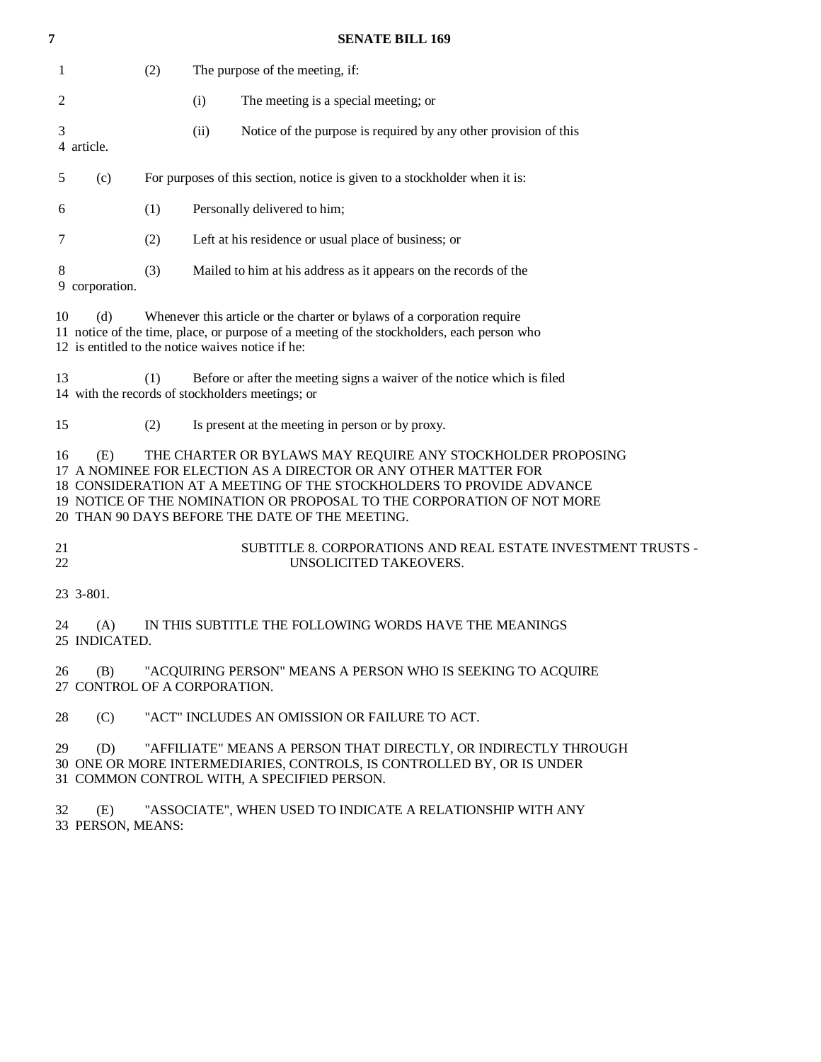(2) The purpose of the meeting, if:

(i) The meeting is a special meeting; or

(ii) Notice of the purpose is required by any other provision of this article.

(c) For purposes of this section, notice is given to a stockholder when it is:

(1) Personally delivered to him;

(2) Left at his residence or usual place of business; or

(3) Mailed to him at his address as it appears on the records of the corporation.

(d) Whenever this article or the charter or bylaws of a corporation require notice of the time, place, or purpose of a meeting of the stockholders, each person who is entitled to the notice waives notice if he:

(1) Before or after the meeting signs a waiver of the notice which is filed with the records of stockholders meetings; or

(2) Is present at the meeting in person or by proxy.

(E) THE CHARTER OR BYLAWS MAY REQUIRE ANY STOCKHOLDER PROPOSING A NOMINEE FOR ELECTION AS A DIRECTOR OR ANY OTHER MATTER FOR CONSIDERATION AT A MEETING OF THE STOCKHOLDERS TO PROVIDE ADVANCE NOTICE OF THE NOMINATION OR PROPOSAL TO THE CORPORATION OF NOT MORE THAN 90 DAYS BEFORE THE DATE OF THE MEETING.

## SUBTITLE 8. CORPORATIONS AND REAL ESTATE INVESTMENT TRUSTS - UNSOLICITED TAKEOVERS.

3-801.

(A) IN THIS SUBTITLE THE FOLLOWING WORDS HAVE THE MEANINGS INDICATED.

(B) "ACQUIRING PERSON" MEANS A PERSON WHO IS SEEKING TO ACQUIRE CONTROL OF A CORPORATION.

(C) "ACT" INCLUDES AN OMISSION OR FAILURE TO ACT.

(D) "AFFILIATE" MEANS A PERSON THAT DIRECTLY, OR INDIRECTLY THROUGH ONE OR MORE INTERMEDIARIES, CONTROLS, IS CONTROLLED BY, OR IS UNDER COMMON CONTROL WITH, A SPECIFIED PERSON.

(E) "ASSOCIATE", WHEN USED TO INDICATE A RELATIONSHIP WITH ANY PERSON, MEANS: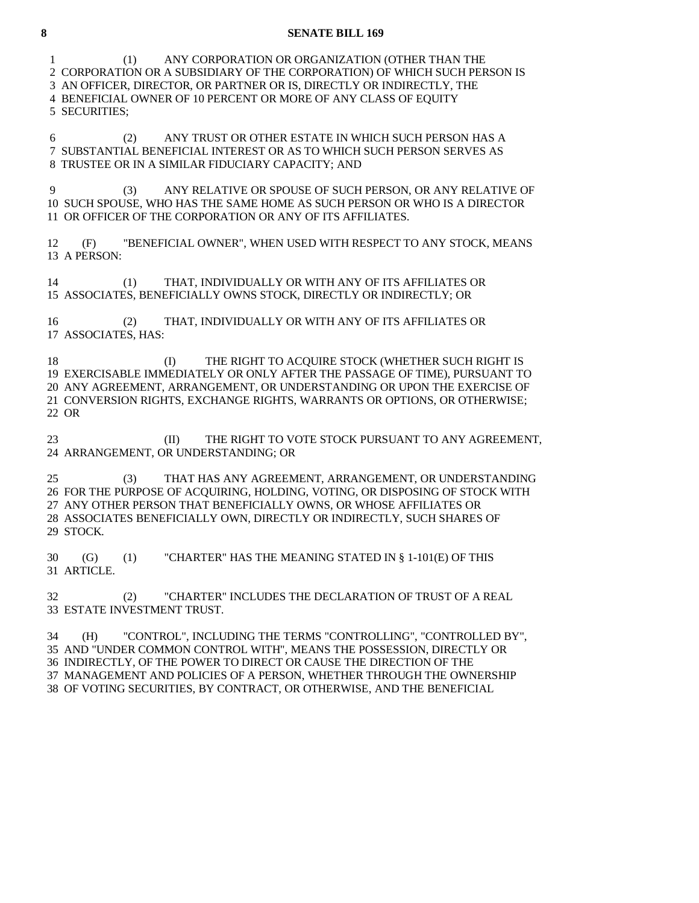(1) ANY CORPORATION OR ORGANIZATION (OTHER THAN THE CORPORATION OR A SUBSIDIARY OF THE CORPORATION) OF WHICH SUCH PERSON IS AN OFFICER, DIRECTOR, OR PARTNER OR IS, DIRECTLY OR INDIRECTLY, THE BENEFICIAL OWNER OF 10 PERCENT OR MORE OF ANY CLASS OF EQUITY SECURITIES;

(2) ANY TRUST OR OTHER ESTATE IN WHICH SUCH PERSON HAS A SUBSTANTIAL BENEFICIAL INTEREST OR AS TO WHICH SUCH PERSON SERVES AS TRUSTEE OR IN A SIMILAR FIDUCIARY CAPACITY; AND

(3) ANY RELATIVE OR SPOUSE OF SUCH PERSON, OR ANY RELATIVE OF SUCH SPOUSE, WHO HAS THE SAME HOME AS SUCH PERSON OR WHO IS A DIRECTOR OR OFFICER OF THE CORPORATION OR ANY OF ITS AFFILIATES.

(F) "BENEFICIAL OWNER", WHEN USED WITH RESPECT TO ANY STOCK, MEANS A PERSON:

(1) THAT, INDIVIDUALLY OR WITH ANY OF ITS AFFILIATES OR ASSOCIATES, BENEFICIALLY OWNS STOCK, DIRECTLY OR INDIRECTLY; OR

(2) THAT, INDIVIDUALLY OR WITH ANY OF ITS AFFILIATES OR ASSOCIATES, HAS:

(I) THE RIGHT TO ACQUIRE STOCK (WHETHER SUCH RIGHT IS EXERCISABLE IMMEDIATELY OR ONLY AFTER THE PASSAGE OF TIME), PURSUANT TO ANY AGREEMENT, ARRANGEMENT, OR UNDERSTANDING OR UPON THE EXERCISE OF CONVERSION RIGHTS, EXCHANGE RIGHTS, WARRANTS OR OPTIONS, OR OTHERWISE; OR

(II) THE RIGHT TO VOTE STOCK PURSUANT TO ANY AGREEMENT, ARRANGEMENT, OR UNDERSTANDING; OR

(3) THAT HAS ANY AGREEMENT, ARRANGEMENT, OR UNDERSTANDING FOR THE PURPOSE OF ACQUIRING, HOLDING, VOTING, OR DISPOSING OF STOCK WITH ANY OTHER PERSON THAT BENEFICIALLY OWNS, OR WHOSE AFFILIATES OR ASSOCIATES BENEFICIALLY OWN, DIRECTLY OR INDIRECTLY, SUCH SHARES OF STOCK.

(G) (1) "CHARTER" HAS THE MEANING STATED IN § 1-101(E) OF THIS ARTICLE.

(2) "CHARTER" INCLUDES THE DECLARATION OF TRUST OF A REAL ESTATE INVESTMENT TRUST.

(H) "CONTROL", INCLUDING THE TERMS "CONTROLLING", "CONTROLLED BY", AND "UNDER COMMON CONTROL WITH", MEANS THE POSSESSION, DIRECTLY OR INDIRECTLY, OF THE POWER TO DIRECT OR CAUSE THE DIRECTION OF THE MANAGEMENT AND POLICIES OF A PERSON, WHETHER THROUGH THE OWNERSHIP OF VOTING SECURITIES, BY CONTRACT, OR OTHERWISE, AND THE BENEFICIAL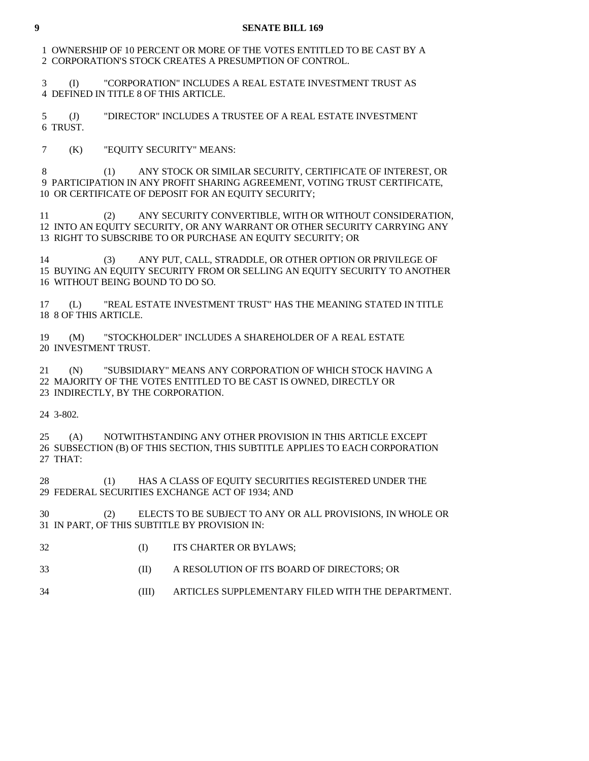OWNERSHIP OF 10 PERCENT OR MORE OF THE VOTES ENTITLED TO BE CAST BY A CORPORATION'S STOCK CREATES A PRESUMPTION OF CONTROL.

(I) "CORPORATION" INCLUDES A REAL ESTATE INVESTMENT TRUST AS DEFINED IN TITLE 8 OF THIS ARTICLE.

(J) "DIRECTOR" INCLUDES A TRUSTEE OF A REAL ESTATE INVESTMENT TRUST.

(K) "EQUITY SECURITY" MEANS:

(1) ANY STOCK OR SIMILAR SECURITY, CERTIFICATE OF INTEREST, OR PARTICIPATION IN ANY PROFIT SHARING AGREEMENT, VOTING TRUST CERTIFICATE, OR CERTIFICATE OF DEPOSIT FOR AN EQUITY SECURITY;

(2) ANY SECURITY CONVERTIBLE, WITH OR WITHOUT CONSIDERATION, INTO AN EQUITY SECURITY, OR ANY WARRANT OR OTHER SECURITY CARRYING ANY RIGHT TO SUBSCRIBE TO OR PURCHASE AN EQUITY SECURITY; OR

(3) ANY PUT, CALL, STRADDLE, OR OTHER OPTION OR PRIVILEGE OF BUYING AN EQUITY SECURITY FROM OR SELLING AN EQUITY SECURITY TO ANOTHER WITHOUT BEING BOUND TO DO SO.

(L) "REAL ESTATE INVESTMENT TRUST" HAS THE MEANING STATED IN TITLE 8 OF THIS ARTICLE.

(M) "STOCKHOLDER" INCLUDES A SHAREHOLDER OF A REAL ESTATE INVESTMENT TRUST.

(N) "SUBSIDIARY" MEANS ANY CORPORATION OF WHICH STOCK HAVING A MAJORITY OF THE VOTES ENTITLED TO BE CAST IS OWNED, DIRECTLY OR INDIRECTLY, BY THE CORPORATION.

3-802.

(A) NOTWITHSTANDING ANY OTHER PROVISION IN THIS ARTICLE EXCEPT SUBSECTION (B) OF THIS SECTION, THIS SUBTITLE APPLIES TO EACH CORPORATION THAT:

(1) HAS A CLASS OF EQUITY SECURITIES REGISTERED UNDER THE FEDERAL SECURITIES EXCHANGE ACT OF 1934; AND

(2) ELECTS TO BE SUBJECT TO ANY OR ALL PROVISIONS, IN WHOLE OR IN PART, OF THIS SUBTITLE BY PROVISION IN:

(I) ITS CHARTER OR BYLAWS;

(II) A RESOLUTION OF ITS BOARD OF DIRECTORS; OR

(III) ARTICLES SUPPLEMENTARY FILED WITH THE DEPARTMENT.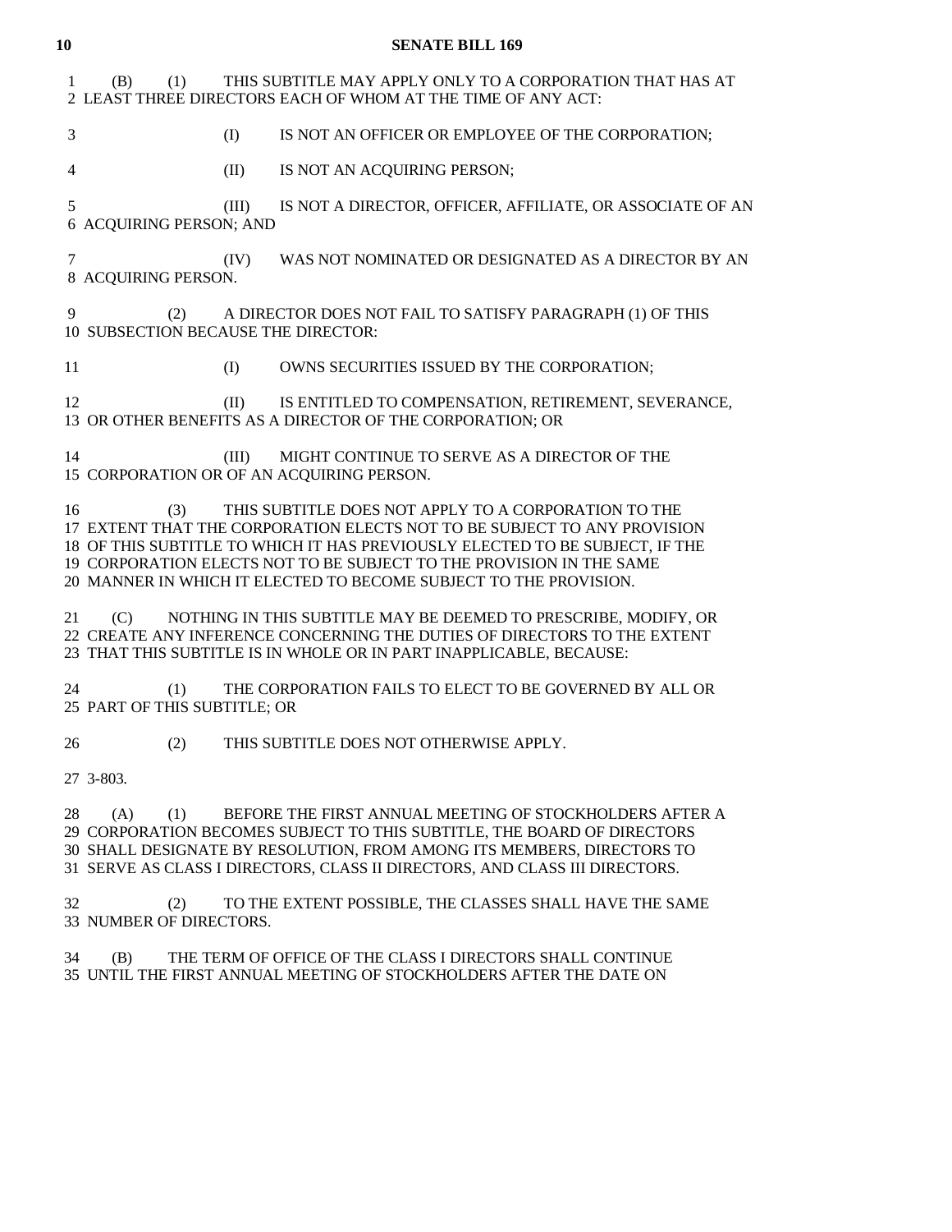(B) (1) THIS SUBTITLE MAY APPLY ONLY TO A CORPORATION THAT HAS AT LEAST THREE DIRECTORS EACH OF WHOM AT THE TIME OF ANY ACT:

(I) IS NOT AN OFFICER OR EMPLOYEE OF THE CORPORATION;

(II) IS NOT AN ACQUIRING PERSON;

(III) IS NOT A DIRECTOR, OFFICER, AFFILIATE, OR ASSOCIATE OF AN ACQUIRING PERSON; AND

(IV) WAS NOT NOMINATED OR DESIGNATED AS A DIRECTOR BY AN ACQUIRING PERSON.

(2) A DIRECTOR DOES NOT FAIL TO SATISFY PARAGRAPH (1) OF THIS SUBSECTION BECAUSE THE DIRECTOR:

(I) OWNS SECURITIES ISSUED BY THE CORPORATION;

(II) IS ENTITLED TO COMPENSATION, RETIREMENT, SEVERANCE, OR OTHER BENEFITS AS A DIRECTOR OF THE CORPORATION; OR

(III) MIGHT CONTINUE TO SERVE AS A DIRECTOR OF THE CORPORATION OR OF AN ACQUIRING PERSON.

(3) THIS SUBTITLE DOES NOT APPLY TO A CORPORATION TO THE EXTENT THAT THE CORPORATION ELECTS NOT TO BE SUBJECT TO ANY PROVISION OF THIS SUBTITLE TO WHICH IT HAS PREVIOUSLY ELECTED TO BE SUBJECT, IF THE CORPORATION ELECTS NOT TO BE SUBJECT TO THE PROVISION IN THE SAME MANNER IN WHICH IT ELECTED TO BECOME SUBJECT TO THE PROVISION.

(C) NOTHING IN THIS SUBTITLE MAY BE DEEMED TO PRESCRIBE, MODIFY, OR CREATE ANY INFERENCE CONCERNING THE DUTIES OF DIRECTORS TO THE EXTENT THAT THIS SUBTITLE IS IN WHOLE OR IN PART INAPPLICABLE, BECAUSE:

(1) THE CORPORATION FAILS TO ELECT TO BE GOVERNED BY ALL OR PART OF THIS SUBTITLE; OR

(2) THIS SUBTITLE DOES NOT OTHERWISE APPLY.

3-803.

(A) (1) BEFORE THE FIRST ANNUAL MEETING OF STOCKHOLDERS AFTER A CORPORATION BECOMES SUBJECT TO THIS SUBTITLE, THE BOARD OF DIRECTORS SHALL DESIGNATE BY RESOLUTION, FROM AMONG ITS MEMBERS, DIRECTORS TO SERVE AS CLASS I DIRECTORS, CLASS II DIRECTORS, AND CLASS III DIRECTORS.

(2) TO THE EXTENT POSSIBLE, THE CLASSES SHALL HAVE THE SAME NUMBER OF DIRECTORS.

(B) THE TERM OF OFFICE OF THE CLASS I DIRECTORS SHALL CONTINUE UNTIL THE FIRST ANNUAL MEETING OF STOCKHOLDERS AFTER THE DATE ON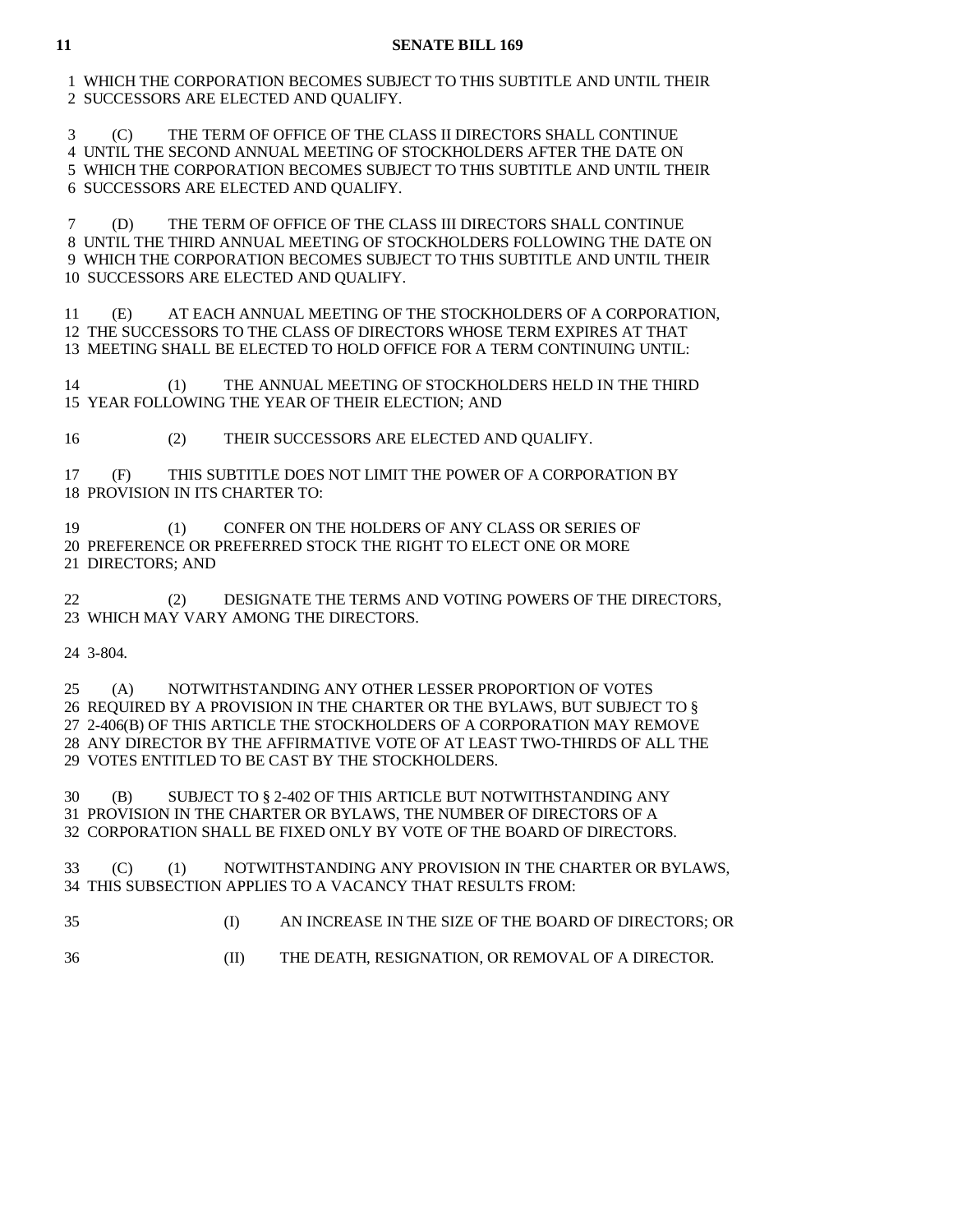WHICH THE CORPORATION BECOMES SUBJECT TO THIS SUBTITLE AND UNTIL THEIR SUCCESSORS ARE ELECTED AND QUALIFY.

(C) THE TERM OF OFFICE OF THE CLASS II DIRECTORS SHALL CONTINUE UNTIL THE SECOND ANNUAL MEETING OF STOCKHOLDERS AFTER THE DATE ON WHICH THE CORPORATION BECOMES SUBJECT TO THIS SUBTITLE AND UNTIL THEIR SUCCESSORS ARE ELECTED AND QUALIFY.

(D) THE TERM OF OFFICE OF THE CLASS III DIRECTORS SHALL CONTINUE UNTIL THE THIRD ANNUAL MEETING OF STOCKHOLDERS FOLLOWING THE DATE ON WHICH THE CORPORATION BECOMES SUBJECT TO THIS SUBTITLE AND UNTIL THEIR SUCCESSORS ARE ELECTED AND QUALIFY.

(E) AT EACH ANNUAL MEETING OF THE STOCKHOLDERS OF A CORPORATION, THE SUCCESSORS TO THE CLASS OF DIRECTORS WHOSE TERM EXPIRES AT THAT MEETING SHALL BE ELECTED TO HOLD OFFICE FOR A TERM CONTINUING UNTIL:

(1) THE ANNUAL MEETING OF STOCKHOLDERS HELD IN THE THIRD YEAR FOLLOWING THE YEAR OF THEIR ELECTION; AND

(2) THEIR SUCCESSORS ARE ELECTED AND QUALIFY.

(F) THIS SUBTITLE DOES NOT LIMIT THE POWER OF A CORPORATION BY PROVISION IN ITS CHARTER TO:

(1) CONFER ON THE HOLDERS OF ANY CLASS OR SERIES OF PREFERENCE OR PREFERRED STOCK THE RIGHT TO ELECT ONE OR MORE DIRECTORS; AND

(2) DESIGNATE THE TERMS AND VOTING POWERS OF THE DIRECTORS, WHICH MAY VARY AMONG THE DIRECTORS.

3-804.

(A) NOTWITHSTANDING ANY OTHER LESSER PROPORTION OF VOTES REQUIRED BY A PROVISION IN THE CHARTER OR THE BYLAWS, BUT SUBJECT TO § 2-406(B) OF THIS ARTICLE THE STOCKHOLDERS OF A CORPORATION MAY REMOVE ANY DIRECTOR BY THE AFFIRMATIVE VOTE OF AT LEAST TWO-THIRDS OF ALL THE VOTES ENTITLED TO BE CAST BY THE STOCKHOLDERS.

(B) SUBJECT TO § 2-402 OF THIS ARTICLE BUT NOTWITHSTANDING ANY PROVISION IN THE CHARTER OR BYLAWS, THE NUMBER OF DIRECTORS OF A CORPORATION SHALL BE FIXED ONLY BY VOTE OF THE BOARD OF DIRECTORS.

(C) (1) NOTWITHSTANDING ANY PROVISION IN THE CHARTER OR BYLAWS, THIS SUBSECTION APPLIES TO A VACANCY THAT RESULTS FROM:

(I) AN INCREASE IN THE SIZE OF THE BOARD OF DIRECTORS; OR

(II) THE DEATH, RESIGNATION, OR REMOVAL OF A DIRECTOR.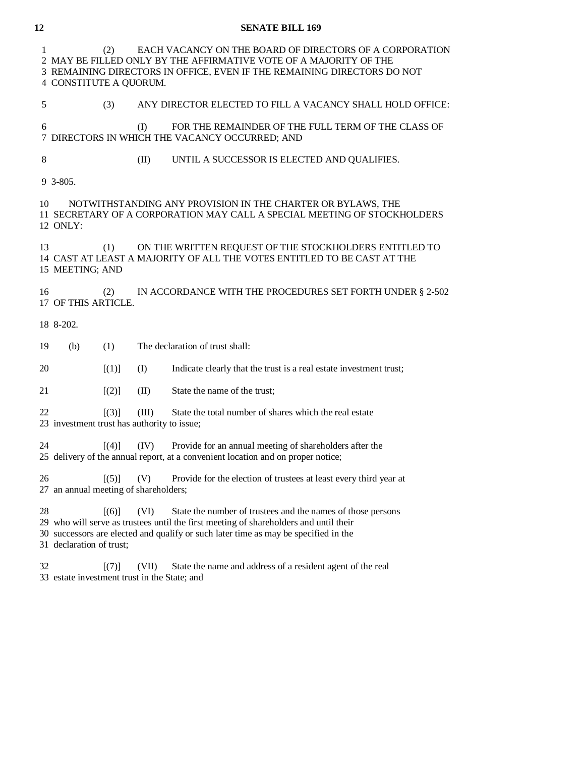(2) EACH VACANCY ON THE BOARD OF DIRECTORS OF A CORPORATION MAY BE FILLED ONLY BY THE AFFIRMATIVE VOTE OF A MAJORITY OF THE REMAINING DIRECTORS IN OFFICE, EVEN IF THE REMAINING DIRECTORS DO NOT CONSTITUTE A QUORUM.

(3) ANY DIRECTOR ELECTED TO FILL A VACANCY SHALL HOLD OFFICE:

(I) FOR THE REMAINDER OF THE FULL TERM OF THE CLASS OF DIRECTORS IN WHICH THE VACANCY OCCURRED; AND

(II) UNTIL A SUCCESSOR IS ELECTED AND QUALIFIES.

3-805.

NOTWITHSTANDING ANY PROVISION IN THE CHARTER OR BYLAWS, THE SECRETARY OF A CORPORATION MAY CALL A SPECIAL MEETING OF STOCKHOLDERS ONLY:

(1) ON THE WRITTEN REQUEST OF THE STOCKHOLDERS ENTITLED TO CAST AT LEAST A MAJORITY OF ALL THE VOTES ENTITLED TO BE CAST AT THE MEETING; AND

(2) IN ACCORDANCE WITH THE PROCEDURES SET FORTH UNDER § 2-502 OF THIS ARTICLE.

8-202.

(b) (1) The declaration of trust shall:

[(1)] (I) Indicate clearly that the trust is a real estate investment trust;

[(2)] (II) State the name of the trust;

[(3)] (III) State the total number of shares which the real estate investment trust has authority to issue;

[(4)] (IV) Provide for an annual meeting of shareholders after the delivery of the annual report, at a convenient location and on proper notice;

[(5)] (V) Provide for the election of trustees at least every third year at an annual meeting of shareholders;

[(6)] (VI) State the number of trustees and the names of those persons who will serve as trustees until the first meeting of shareholders and until their successors are elected and qualify or such later time as may be specified in the declaration of trust;

[(7)] (VII) State the name and address of a resident agent of the real estate investment trust in the State; and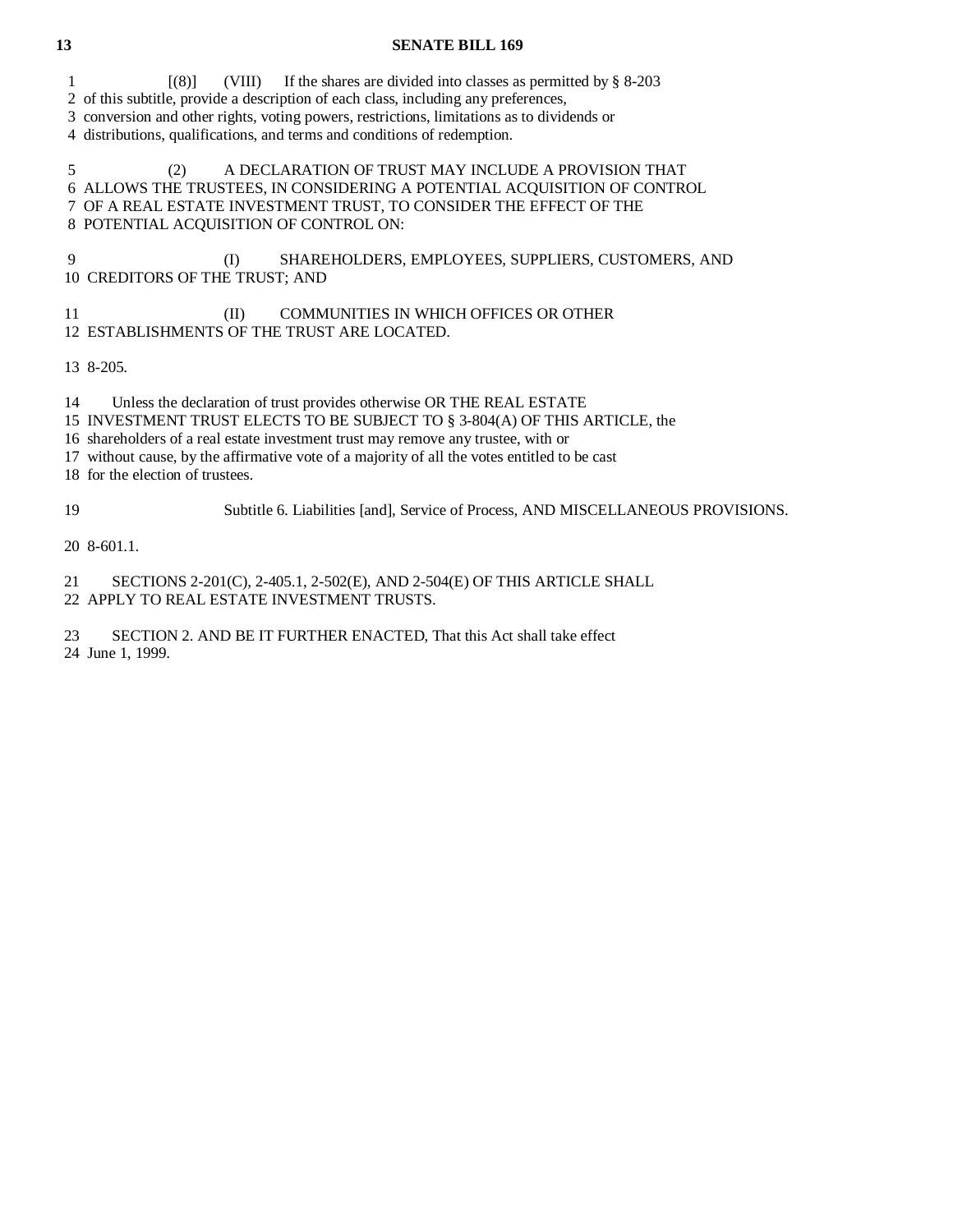[(8)] (VIII) If the shares are divided into classes as permitted by § 8-203 of this subtitle, provide a description of each class, including any preferences, conversion and other rights, voting powers, restrictions, limitations as to dividends or distributions, qualifications, and terms and conditions of redemption.

(2) A DECLARATION OF TRUST MAY INCLUDE A PROVISION THAT ALLOWS THE TRUSTEES, IN CONSIDERING A POTENTIAL ACQUISITION OF CONTROL OF A REAL ESTATE INVESTMENT TRUST, TO CONSIDER THE EFFECT OF THE POTENTIAL ACQUISITION OF CONTROL ON:

(I) SHAREHOLDERS, EMPLOYEES, SUPPLIERS, CUSTOMERS, AND CREDITORS OF THE TRUST; AND

(II) COMMUNITIES IN WHICH OFFICES OR OTHER ESTABLISHMENTS OF THE TRUST ARE LOCATED.

8-205.

Unless the declaration of trust provides otherwise OR THE REAL ESTATE INVESTMENT TRUST ELECTS TO BE SUBJECT TO § 3-804(A) OF THIS ARTICLE, the shareholders of a real estate investment trust may remove any trustee, with or without cause, by the affirmative vote of a majority of all the votes entitled to be cast for the election of trustees.

Subtitle 6. Liabilities [and], Service of Process, AND MISCELLANEOUS PROVISIONS.

8-601.1.

SECTIONS 2-201(C), 2-405.1, 2-502(E), AND 2-504(E) OF THIS ARTICLE SHALL APPLY TO REAL ESTATE INVESTMENT TRUSTS.

SECTION 2. AND BE IT FURTHER ENACTED, That this Act shall take effect June 1, 1999.